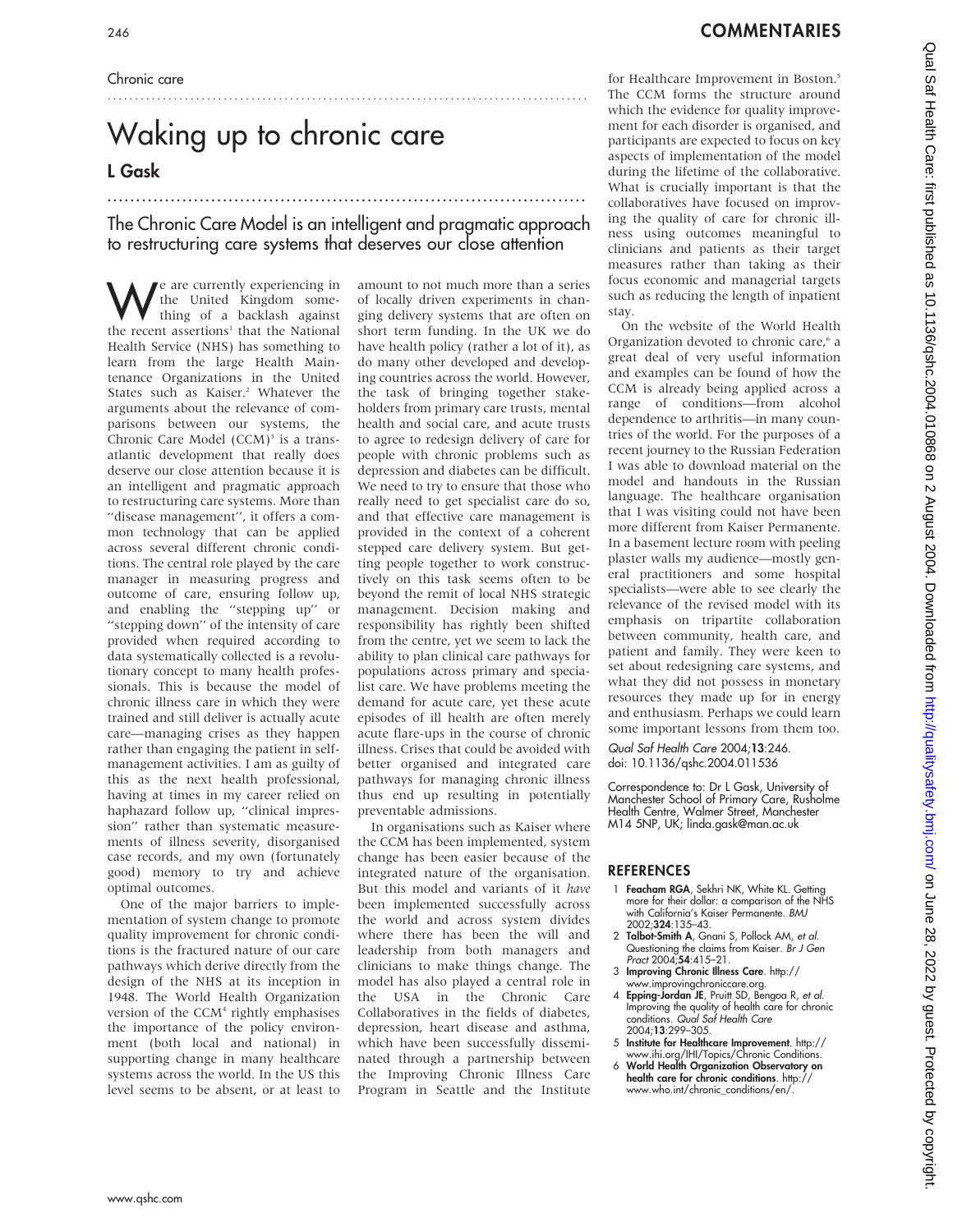Chronic care

# Waking up to chronic care

**L Gask**

## The Chronic Care Model is an intelligent and pragmatic approach to restructuring care systems that deserves our close attention

We are currently experiencing in the United Kingdom something of a backlash against the recent assertions[1] that the National Health Service (NHS) has something to learn from the large Health Maintenance Organizations in the United States such as Kaiser.[2] Whatever the arguments about the relevance of comparisons between our systems, the Chronic Care Model (CCM)[3] is a transatlantic development that really does deserve our close attention because it is an intelligent and pragmatic approach to restructuring care systems. More than "disease management", it offers a common technology that can be applied across several different chronic conditions. The central role played by the care manager in measuring progress and outcome of care, ensuring follow up, and enabling the "stepping up" or "stepping down" of the intensity of care provided when required according to data systematically collected is a revolutionary concept to many health professionals. This is because the model of chronic illness care in which they were trained and still deliver is actually acute care—managing crises as they happen rather than engaging the patient in self-management activities. I am as guilty of this as the next health professional, having at times in my career relied on haphazard follow up, "clinical impression" rather than systematic measurements of illness severity, disorganised case records, and my own (fortunately good) memory to try and achieve optimal outcomes.

One of the major barriers to implementation of system change to promote quality improvement for chronic conditions is the fractured nature of our care pathways which derive directly from the design of the NHS at its inception in 1948. The World Health Organization version of the CCM[4] rightly emphasises the importance of the policy environment (both local and national) in supporting change in many healthcare systems across the world. In the US this level seems to be absent, or at least to amount to not much more than a series of locally driven experiments in changing delivery systems that are often on short term funding. In the UK we do have health policy (rather a lot of it), as do many other developed and developing countries across the world. However, the task of bringing together stakeholders from primary care trusts, mental health and social care, and acute trusts to agree to redesign delivery of care for people with chronic problems such as depression and diabetes can be difficult. We need to try to ensure that those who really need to get specialist care do so, and that effective care management is provided in the context of a coherent stepped care delivery system. But getting people together to work constructively on this task seems often to be beyond the remit of local NHS strategic management. Decision making and responsibility has rightly been shifted from the centre, yet we seem to lack the ability to plan clinical care pathways for populations across primary and specialist care. We have problems meeting the demand for acute care, yet these acute episodes of ill health are often merely acute flare-ups in the course of chronic illness. Crises that could be avoided with better organised and integrated care pathways for managing chronic illness thus end up resulting in potentially preventable admissions.

In organisations such as Kaiser where the CCM has been implemented, system change has been easier because of the integrated nature of the organisation. But this model and variants of it *have* been implemented successfully across the world and across system divides where there has been the will and leadership from both managers and clinicians to make things change. The model has also played a central role in the USA in the Chronic Care Collaboratives in the fields of diabetes, depression, heart disease and asthma, which have been successfully disseminated through a partnership between the Improving Chronic Illness Care Program in Seattle and the Institute for Healthcare Improvement in Boston.[5] The CCM forms the structure around which the evidence for quality improvement for each disorder is organised, and participants are expected to focus on key aspects of implementation of the model during the lifetime of the collaborative. What is crucially important is that the collaboratives have focused on improving the quality of care for chronic illness using outcomes meaningful to clinicians and patients as their target measures rather than taking as their focus economic and managerial targets such as reducing the length of inpatient stay.

On the website of the World Health Organization devoted to chronic care,[6] a great deal of very useful information and examples can be found of how the CCM is already being applied across a range of conditions—from alcohol dependence to arthritis—in many countries of the world. For the purposes of a recent journey to the Russian Federation I was able to download material on the model and handouts in the Russian language. The healthcare organisation that I was visiting could not have been more different from Kaiser Permanente. In a basement lecture room with peeling plaster walls my audience—mostly general practitioners and some hospital specialists—were able to see clearly the relevance of the revised model with its emphasis on tripartite collaboration between community, health care, and patient and family. They were keen to set about redesigning care systems, and what they did not possess in monetary resources they made up for in energy and enthusiasm. Perhaps we could learn some important lessons from them too.

*Qual Saf Health Care* 2004;**13**:246.
doi: 10.1136/qshc.2004.011536

Correspondence to: Dr L Gask, University of Manchester School of Primary Care, Rusholme Health Centre, Walmer Street, Manchester M14 5NP, UK; linda.gask@man.ac.uk

## REFERENCES

1. **Feacham RGA**, Sekhri NK, White KL. Getting more for their dollar: a comparison of the NHS with California's Kaiser Permanente. *BMJ* 2002;**324**:135–43.
2. **Talbot-Smith A**, Gnani S, Pollock AM, *et al.* Questioning the claims from Kaiser. *Br J Gen Pract* 2004;**54**:415–21.
3. **Improving Chronic Illness Care**. http://www.improvingchroniccare.org.
4. **Epping-Jordan JE**, Pruitt SD, Bengoa R, *et al.* Improving the quality of health care for chronic conditions. *Qual Saf Health Care* 2004;**13**:299–305.
5. **Institute for Healthcare Improvement**. http://www.ihi.org/IHI/Topics/Chronic Conditions.
6. **World Health Organization Observatory on health care for chronic conditions**. http://www.who.int/chronic_conditions/en/.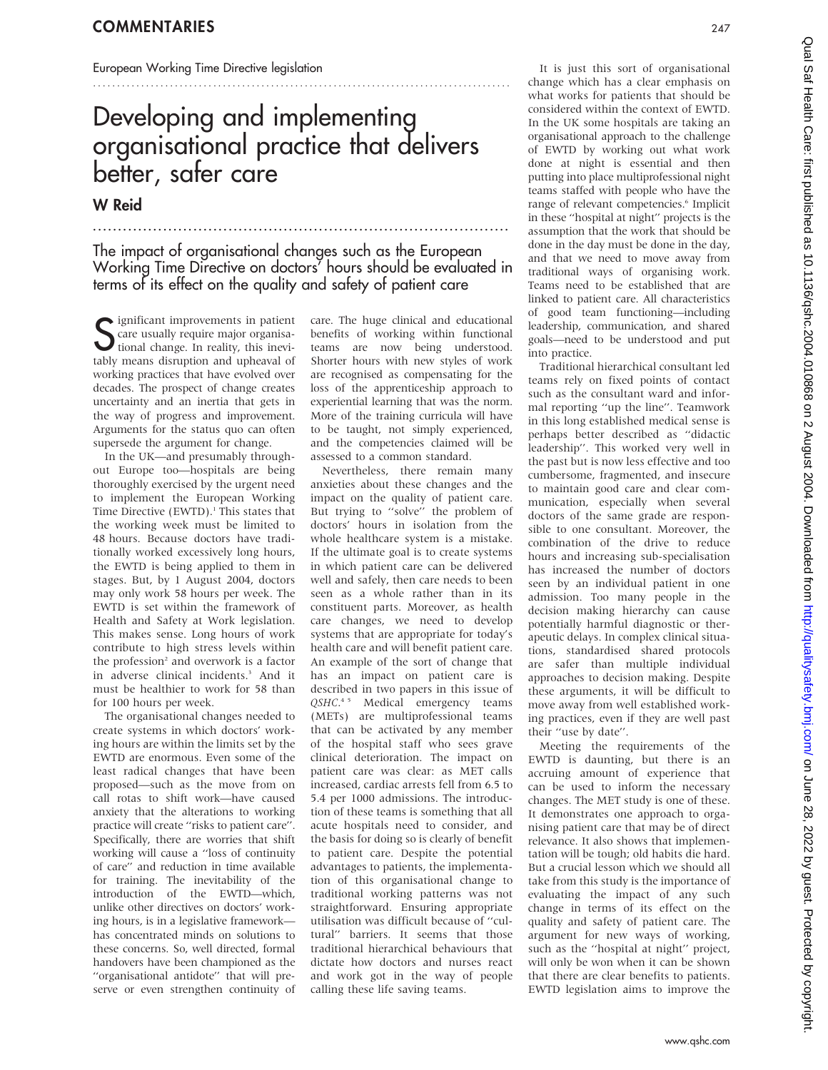European Working Time Directive legislation

# Developing and implementing organisational practice that delivers better, safer care

## W Reid

**The impact of organisational changes such as the European Working Time Directive on doctors' hours should be evaluated in terms of its effect on the quality and safety of patient care**

Significant improvements in patient care usually require major organisational change. In reality, this inevitably means disruption and upheaval of working practices that have evolved over decades. The prospect of change creates uncertainty and an inertia that gets in the way of progress and improvement. Arguments for the status quo can often supersede the argument for change.

In the UK—and presumably throughout Europe too—hospitals are being thoroughly exercised by the urgent need to implement the European Working Time Directive (EWTD).[1] This states that the working week must be limited to 48 hours. Because doctors have traditionally worked excessively long hours, the EWTD is being applied to them in stages. But, by 1 August 2004, doctors may only work 58 hours per week. The EWTD is set within the framework of Health and Safety at Work legislation. This makes sense. Long hours of work contribute to high stress levels within the profession[2] and overwork is a factor in adverse clinical incidents.[3] And it must be healthier to work for 58 than for 100 hours per week.

The organisational changes needed to create systems in which doctors' working hours are within the limits set by the EWTD are enormous. Even some of the least radical changes that have been proposed—such as the move from on call rotas to shift work—have caused anxiety that the alterations to working practice will create "risks to patient care". Specifically, there are worries that shift working will cause a "loss of continuity of care" and reduction in time available for training. The inevitability of the introduction of the EWTD—which, unlike other directives on doctors' working hours, is in a legislative framework—has concentrated minds on solutions to these concerns. So, well directed, formal handovers have been championed as the "organisational antidote" that will preserve or even strengthen continuity of care. The huge clinical and educational benefits of working within functional teams are now being understood. Shorter hours with new styles of work are recognised as compensating for the loss of the apprenticeship approach to experiential learning that was the norm. More of the training curricula will have to be taught, not simply experienced, and the competencies claimed will be assessed to a common standard.

Nevertheless, there remain many anxieties about these changes and the impact on the quality of patient care. But trying to "solve" the problem of doctors' hours in isolation from the whole healthcare system is a mistake. If the ultimate goal is to create systems in which patient care can be delivered well and safely, then care needs to been seen as a whole rather than in its constituent parts. Moreover, as health care changes, we need to develop systems that are appropriate for today's health care and will benefit patient care. An example of the sort of change that has an impact on patient care is described in two papers in this issue of *QSHC*.[4,5] Medical emergency teams (METs) are multiprofessional teams that can be activated by any member of the hospital staff who sees grave clinical deterioration. The impact on patient care was clear: as MET calls increased, cardiac arrests fell from 6.5 to 5.4 per 1000 admissions. The introduction of these teams is something that all acute hospitals need to consider, and the basis for doing so is clearly of benefit to patient care. Despite the potential advantages to patients, the implementation of this organisational change to traditional working patterns was not straightforward. Ensuring appropriate utilisation was difficult because of "cultural" barriers. It seems that those traditional hierarchical behaviours that dictate how doctors and nurses react and work got in the way of people calling these life saving teams.

It is just this sort of organisational change which has a clear emphasis on what works for patients that should be considered within the context of EWTD. In the UK some hospitals are taking an organisational approach to the challenge of EWTD by working out what work done at night is essential and then putting into place multiprofessional night teams staffed with people who have the range of relevant competencies.[6] Implicit in these "hospital at night" projects is the assumption that the work that should be done in the day must be done in the day, and that we need to move away from traditional ways of organising work. Teams need to be established that are linked to patient care. All characteristics of good team functioning—including leadership, communication, and shared goals—need to be understood and put into practice.

Traditional hierarchical consultant led teams rely on fixed points of contact such as the consultant ward and informal reporting "up the line". Teamwork in this long established medical sense is perhaps better described as "didactic leadership". This worked very well in the past but is now less effective and too cumbersome, fragmented, and insecure to maintain good care and clear communication, especially when several doctors of the same grade are responsible to one consultant. Moreover, the combination of the drive to reduce hours and increasing sub-specialisation has increased the number of doctors seen by an individual patient in one admission. Too many people in the decision making hierarchy can cause potentially harmful diagnostic or therapeutic delays. In complex clinical situations, standardised shared protocols are safer than multiple individual approaches to decision making. Despite these arguments, it will be difficult to move away from well established working practices, even if they are well past their "use by date".

Meeting the requirements of the EWTD is daunting, but there is an accruing amount of experience that can be used to inform the necessary changes. The MET study is one of these. It demonstrates one approach to organising patient care that may be of direct relevance. It also shows that implementation will be tough; old habits die hard. But a crucial lesson which we should all take from this study is the importance of evaluating the impact of any such change in terms of its effect on the quality and safety of patient care. The argument for new ways of working, such as the "hospital at night" project, will only be won when it can be shown that there are clear benefits to patients. EWTD legislation aims to improve the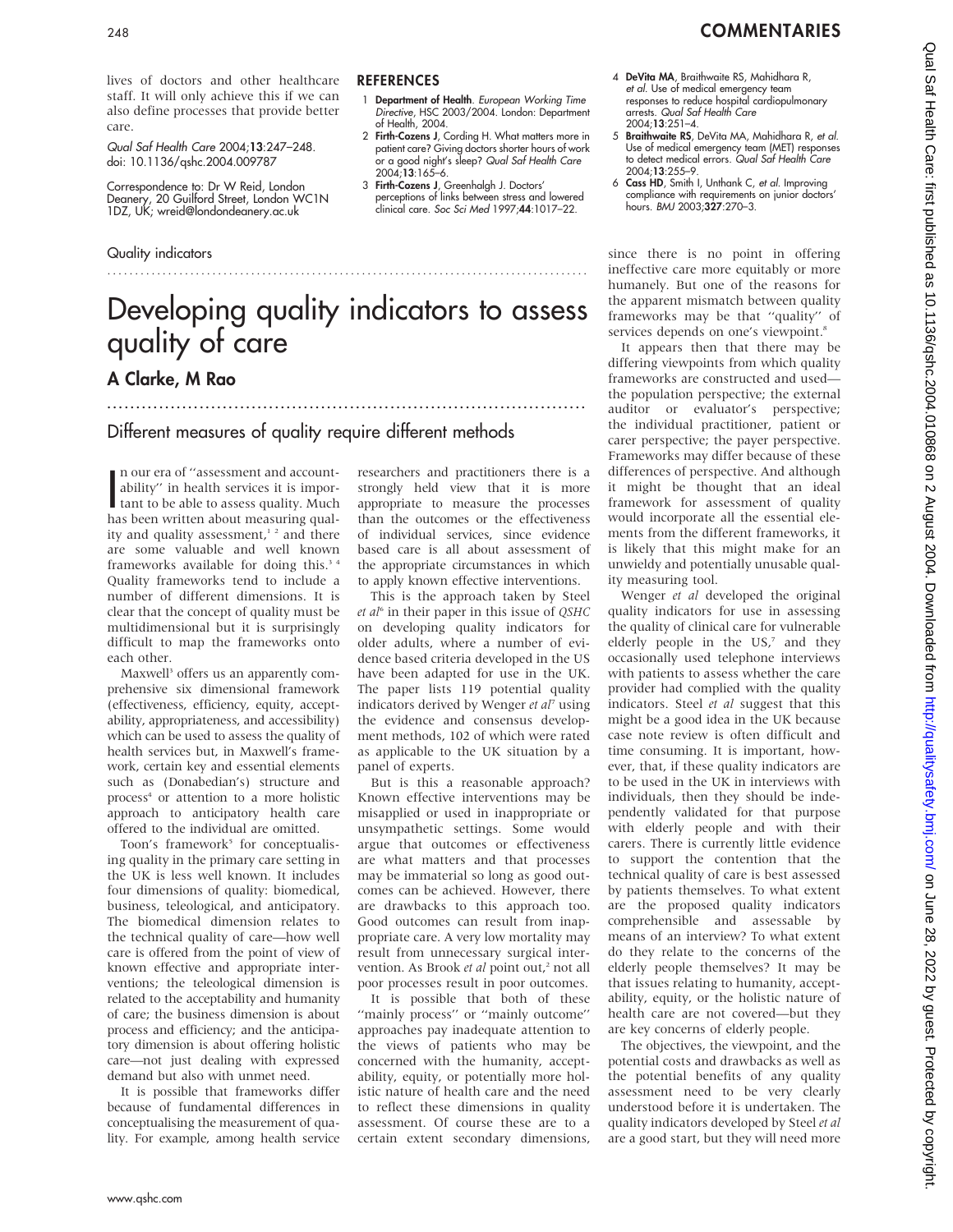lives of doctors and other healthcare staff. It will only achieve this if we can also define processes that provide better care.

*Qual Saf Health Care* 2004;**13**:247–248. doi: 10.1136/qshc.2004.009787

Correspondence to: Dr W Reid, London Deanery, 20 Guilford Street, London WC1N 1DZ, UK; wreid@londondeanery.ac.uk

## REFERENCES

1. **Department of Health**. *European Working Time Directive*, HSC 2003/2004. London: Department of Health, 2004.
2. **Firth-Cozens J**, Cording H. What matters more in patient care? Giving doctors shorter hours of work or a good night's sleep? *Qual Saf Health Care* 2004;**13**:165–6.
3. **Firth-Cozens J**, Greenhalgh J. Doctors' perceptions of links between stress and lowered clinical care. *Soc Sci Med* 1997;**44**:1017–22.
4. **DeVita MA**, Braithwaite RS, Mahidhara R, *et al*. Use of medical emergency team responses to reduce hospital cardiopulmonary arrests. *Qual Saf Health Care* 2004;**13**:251–4.
5. **Braithwaite RS**, DeVita MA, Mahidhara R, *et al*. Use of medical emergency team (MET) responses to detect medical errors. *Qual Saf Health Care* 2004;**13**:255–9.
6. **Cass HD**, Smith I, Unthank C, *et al*. Improving compliance with requirements on junior doctors' hours. *BMJ* 2003;**327**:270–3.

Quality indicators

# Developing quality indicators to assess quality of care

**A Clarke, M Rao**

## Different measures of quality require different methods

In our era of "assessment and accountability" in health services it is important to be able to assess quality. Much has been written about measuring quality and quality assessment,[1,2] and there are some valuable and well known frameworks available for doing this.[3,4] Quality frameworks tend to include a number of different dimensions. It is clear that the concept of quality must be multidimensional but it is surprisingly difficult to map the frameworks onto each other.

Maxwell[3] offers us an apparently comprehensive six dimensional framework (effectiveness, efficiency, equity, acceptability, appropriateness, and accessibility) which can be used to assess the quality of health services but, in Maxwell's framework, certain key and essential elements such as (Donabedian's) structure and process[4] or attention to a more holistic approach to anticipatory health care offered to the individual are omitted.

Toon's framework[5] for conceptualising quality in the primary care setting in the UK is less well known. It includes four dimensions of quality: biomedical, business, teleological, and anticipatory. The biomedical dimension relates to the technical quality of care—how well care is offered from the point of view of known effective and appropriate interventions; the teleological dimension is related to the acceptability and humanity of care; the business dimension is about process and efficiency; and the anticipatory dimension is about offering holistic care—not just dealing with expressed demand but also with unmet need.

It is possible that frameworks differ because of fundamental differences in conceptualising the measurement of quality. For example, among health service researchers and practitioners there is a strongly held view that it is more appropriate to measure the processes than the outcomes or the effectiveness of individual services, since evidence based care is all about assessment of the appropriate circumstances in which to apply known effective interventions.

This is the approach taken by Steel *et al*[6] in their paper in this issue of *QSHC* on developing quality indicators for older adults, where a number of evidence based criteria developed in the US have been adapted for use in the UK. The paper lists 119 potential quality indicators derived by Wenger *et al*[7] using the evidence and consensus development methods, 102 of which were rated as applicable to the UK situation by a panel of experts.

But is this a reasonable approach? Known effective interventions may be misapplied or used in inappropriate or unsympathetic settings. Some would argue that outcomes or effectiveness are what matters and that processes may be immaterial so long as good outcomes can be achieved. However, there are drawbacks to this approach too. Good outcomes can result from inappropriate care. A very low mortality may result from unnecessary surgical intervention. As Brook *et al* point out,[2] not all poor processes result in poor outcomes.

It is possible that both of these "mainly process" or "mainly outcome" approaches pay inadequate attention to the views of patients who may be concerned with the humanity, acceptability, equity, or potentially more holistic nature of health care and the need to reflect these dimensions in quality assessment. Of course these are to a certain extent secondary dimensions, since there is no point in offering ineffective care more equitably or more humanely. But one of the reasons for the apparent mismatch between quality frameworks may be that "quality" of services depends on one's viewpoint.[8]

It appears then that there may be differing viewpoints from which quality frameworks are constructed and used—the population perspective; the external auditor or evaluator's perspective; the individual practitioner, patient or carer perspective; the payer perspective. Frameworks may differ because of these differences of perspective. And although it might be thought that an ideal framework for assessment of quality would incorporate all the essential elements from the different frameworks, it is likely that this might make for an unwieldy and potentially unusable quality measuring tool.

Wenger *et al* developed the original quality indicators for use in assessing the quality of clinical care for vulnerable elderly people in the US,[7] and they occasionally used telephone interviews with patients to assess whether the care provider had complied with the quality indicators. Steel *et al* suggest that this might be a good idea in the UK because case note review is often difficult and time consuming. It is important, however, that, if these quality indicators are to be used in the UK in interviews with individuals, then they should be independently validated for that purpose with elderly people and with their carers. There is currently little evidence to support the contention that the technical quality of care is best assessed by patients themselves. To what extent are the proposed quality indicators comprehensible and assessable by means of an interview? To what extent do they relate to the concerns of the elderly people themselves? It may be that issues relating to humanity, acceptability, equity, or the holistic nature of health care are not covered—but they are key concerns of elderly people.

The objectives, the viewpoint, and the potential costs and drawbacks as well as the potential benefits of any quality assessment need to be very clearly understood before it is undertaken. The quality indicators developed by Steel *et al* are a good start, but they will need more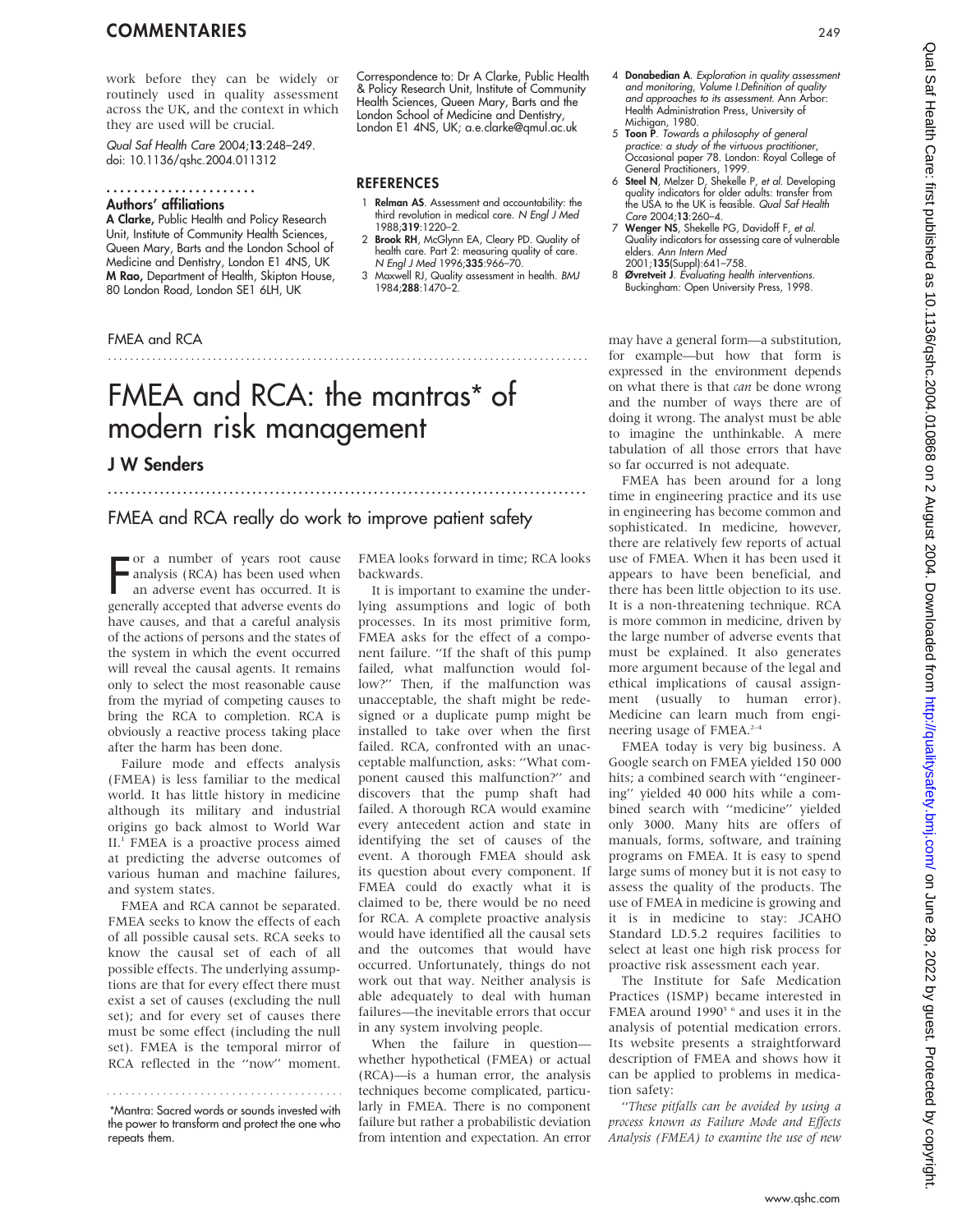work before they can be widely or routinely used in quality assessment across the UK, and the context in which they are used will be crucial.

*Qual Saf Health Care* 2004;**13**:248–249.
doi: 10.1136/qshc.2004.011312

#### Authors' affiliations

**A Clarke,** Public Health and Policy Research Unit, Institute of Community Health Sciences, Queen Mary, Barts and the London School of Medicine and Dentistry, London E1 4NS, UK
**M Rao,** Department of Health, Skipton House, 80 London Road, London SE1 6LH, UK

Correspondence to: Dr A Clarke, Public Health & Policy Research Unit, Institute of Community Health Sciences, Queen Mary, Barts and the London School of Medicine and Dentistry, London E1 4NS, UK; a.e.clarke@qmul.ac.uk

### REFERENCES

1. **Relman AS**. Assessment and accountability: the third revolution in medical care. *N Engl J Med* 1988;**319**:1220–2.
2. **Brook RH**, McGlynn EA, Cleary PD. Quality of health care. Part 2: measuring quality of care. *N Engl J Med* 1996;**335**:966–70.
3. Maxwell RJ, Quality assessment in health. *BMJ* 1984;**288**:1470–2.
4. **Donabedian A**. *Exploration in quality assessment and monitoring, Volume I.Definition of quality and approaches to its assessment*. Ann Arbor: Health Administration Press, University of Michigan, 1980.
5. **Toon P**. *Towards a philosophy of general practice: a study of the virtuous practitioner*, Occasional paper 78. London: Royal College of General Practitioners, 1999.
6. **Steel N**, Melzer D, Shekelle P, *et al*. Developing quality indicators for older adults: transfer from the USA to the UK is feasible. *Qual Saf Health Care* 2004;**13**:260–4.
7. **Wenger NS**, Shekelle PG, Davidoff F, *et al*. Quality indicators for assessing care of vulnerable elders. *Ann Intern Med* 2001;**135**(Suppl):641–758.
8. **Øvretveit J**. *Evaluating health interventions*. Buckingham: Open University Press, 1998.

FMEA and RCA

# FMEA and RCA: the mantras* of modern risk management

## J W Senders

### FMEA and RCA really do work to improve patient safety

For a number of years root cause analysis (RCA) has been used when an adverse event has occurred. It is generally accepted that adverse events do have causes, and that a careful analysis of the actions of persons and the states of the system in which the event occurred will reveal the causal agents. It remains only to select the most reasonable cause from the myriad of competing causes to bring the RCA to completion. RCA is obviously a reactive process taking place after the harm has been done.

Failure mode and effects analysis (FMEA) is less familiar to the medical world. It has little history in medicine although its military and industrial origins go back almost to World War II.[1] FMEA is a proactive process aimed at predicting the adverse outcomes of various human and machine failures, and system states.

FMEA and RCA cannot be separated. FMEA seeks to know the effects of each of all possible causal sets. RCA seeks to know the causal set of each of all possible effects. The underlying assumptions are that for every effect there must exist a set of causes (excluding the null set); and for every set of causes there must be some effect (including the null set). FMEA is the temporal mirror of RCA reflected in the "now" moment. FMEA looks forward in time; RCA looks backwards.

It is important to examine the underlying assumptions and logic of both processes. In its most primitive form, FMEA asks for the effect of a component failure. "If the shaft of this pump failed, what malfunction would follow?" Then, if the malfunction was unacceptable, the shaft might be redesigned or a duplicate pump might be installed to take over when the first failed. RCA, confronted with an unacceptable malfunction, asks: "What component caused this malfunction?" and discovers that the pump shaft had failed. A thorough RCA would examine every antecedent action and state in identifying the set of causes of the event. A thorough FMEA should ask its question about every component. If FMEA could do exactly what it is claimed to be, there would be no need for RCA. A complete proactive analysis would have identified all the causal sets and the outcomes that would have occurred. Unfortunately, things do not work out that way. Neither analysis is able adequately to deal with human failures—the inevitable errors that occur in any system involving people.

When the failure in question—whether hypothetical (FMEA) or actual (RCA)—is a human error, the analysis techniques become complicated, particularly in FMEA. There is no component failure but rather a probabilistic deviation from intention and expectation. An error may have a general form—a substitution, for example—but how that form is expressed in the environment depends on what there is that *can* be done wrong and the number of ways there are of doing it wrong. The analyst must be able to imagine the unthinkable. A mere tabulation of all those errors that have so far occurred is not adequate.

FMEA has been around for a long time in engineering practice and its use in engineering has become common and sophisticated. In medicine, however, there are relatively few reports of actual use of FMEA. When it has been used it appears to have been beneficial, and there has been little objection to its use. It is a non-threatening technique. RCA is more common in medicine, driven by the large number of adverse events that must be explained. It also generates more argument because of the legal and ethical implications of causal assignment (usually to human error). Medicine can learn much from engineering usage of FMEA.[2–4]

FMEA today is very big business. A Google search on FMEA yielded 150 000 hits; a combined search with "engineering" yielded 40 000 hits while a combined search with "medicine" yielded only 3000. Many hits are offers of manuals, forms, software, and training programs on FMEA. It is easy to spend large sums of money but it is not easy to assess the quality of the products. The use of FMEA in medicine is growing and it is in medicine to stay: JCAHO Standard LD.5.2 requires facilities to select at least one high risk process for proactive risk assessment each year.

The Institute for Safe Medication Practices (ISMP) became interested in FMEA around 1990[5 6] and uses it in the analysis of potential medication errors. Its website presents a straightforward description of FMEA and shows how it can be applied to problems in medication safety:

*"These pitfalls can be avoided by using a process known as Failure Mode and Effects Analysis (FMEA) to examine the use of new*

*Mantra: Sacred words or sounds invested with the power to transform and protect the one who repeats them.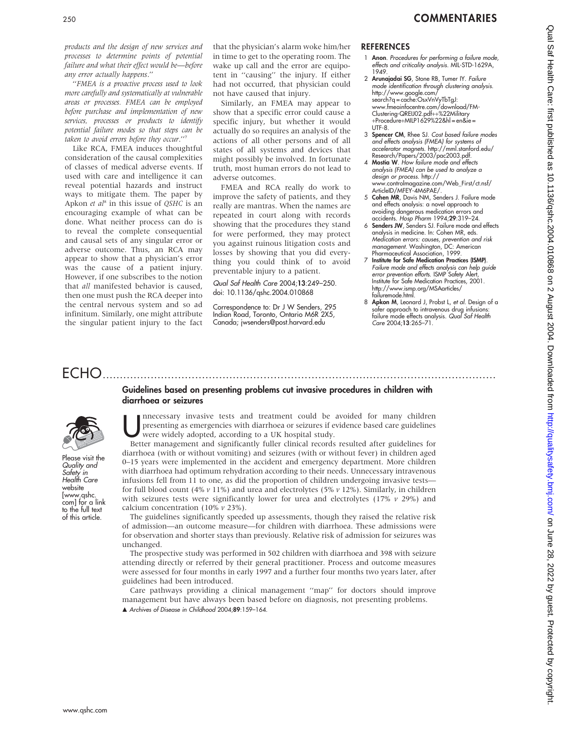*products and the design of new services and processes to determine points of potential failure and what their effect would be—before any error actually happens.*"

"*FMEA is a proactive process used to look more carefully and systematically at vulnerable areas or processes. FMEA can be employed before purchase and implementation of new services, processes or products to identify potential failure modes so that steps can be taken to avoid errors before they occur.*"[7]

Like RCA, FMEA induces thoughtful consideration of the causal complexities of classes of medical adverse events. If used with care and intelligence it can reveal potential hazards and instruct ways to mitigate them. The paper by Apkon *et al*[8] in this issue of *QSHC* is an encouraging example of what can be done. What neither process can do is to reveal the complete consequential and causal sets of any singular error or adverse outcome. Thus, an RCA may appear to show that a physician's error was the cause of a patient injury. However, if one subscribes to the notion that *all* manifested behavior is caused, then one must push the RCA deeper into the central nervous system and so ad infinitum. Similarly, one might attribute the singular patient injury to the fact that the physician's alarm woke him/her in time to get to the operating room. The wake up call and the error are equipotent in "causing" the injury. If either had not occurred, that physician could not have caused that injury.

Similarly, an FMEA may appear to show that a specific error could cause a specific injury, but whether it would actually do so requires an analysis of the actions of all other persons and of all states of all systems and devices that might possibly be involved. In fortunate truth, most human errors do not lead to adverse outcomes.

FMEA and RCA really do work to improve the safety of patients, and they really are mantras. When the names are repeated in court along with records showing that the procedures they stand for were performed, they may protect you against ruinous litigation costs and losses by showing that you did everything you could think of to avoid preventable injury to a patient.

*Qual Saf Health Care* 2004;**13**:249–250. doi: 10.1136/qshc.2004.010868

Correspondence to: Dr J W Senders, 295 Indian Road, Toronto, Ontario M6R 2X5, Canada; jwsenders@post.harvard.edu

## REFERENCES

1. **Anon**. *Procedures for performing a failure mode, effects and criticality analysis.* MIL-STD-1629A, 1949.
2. **Arunajadai SG**, Stone RB, Tumer IY. *Failure mode identification through clustering analysis.* http://www.google.com/search?q=cache:OsxVnVyTbTgJ:www.fmeainfocentre.com/download/FM-Clustering-QREIJ02.pdf++%22Military+Procedure+MILP1629%22&hl=en&ie=UTF-8.
3. **Spencer CM**, Rhee SJ. *Cost based failure modes and effects analysis (FMEA) for systems of accelerator magnets.* http://mml.stanford.edu/Research/Papers/2003/pac2003.pdf.
4. **Mostia W**. *How failure mode and effects analysis (FMEA) can be used to analyze a design or process.* http://www.controlmagazine.com/Web_First/ct.nsf/ArticleID/MFEY-4M6PAE/.
5. **Cohen MR**, Davis NM, Senders J. Failure mode and effects analysis: a novel approach to avoiding dangerous medication errors and accidents. *Hosp Pharm* 1994;**29**:319–24.
6. **Senders JW**, Senders SJ. Failure mode and effects analysis in medicine. In: Cohen MR, eds. *Medication errors: causes, prevention and risk management.* Washington, DC: American Pharmaceutical Association, 1999.
7. **Institute for Safe Medication Practices (ISMP)**. *Failure mode and effects analysis can help guide error prevention efforts.* ISMP Safety Alert, Institute for Safe Medication Practices, 2001. http://www.ismp.org/MSAarticles/failuremode.html.
8. **Apkon M**, Leonard J, Probst L, *et al*. Design of a safer approach to intravenous drug infusions: failure mode effects analysis. *Qual Saf Health Care* 2004;**13**:265–71.

# ECHO

### Guidelines based on presenting problems cut invasive procedures in children with diarrhoea or seizures

Please visit the *Quality and Safety in Health Care* website [www.qshc.com] for a link to the full text of this article.

Unnecessary invasive tests and treatment could be avoided for many children presenting as emergencies with diarrhoea or seizures if evidence based care guidelines were widely adopted, according to a UK hospital study.

Better management and significantly fuller clinical records resulted after guidelines for diarrhoea (with or without vomiting) and seizures (with or without fever) in children aged 0–15 years were implemented in the accident and emergency department. More children with diarrhoea had optimum rehydration according to their needs. Unnecessary intravenous infusions fell from 11 to one, as did the proportion of children undergoing invasive tests—for full blood count (4% *v* 11%) and urea and electrolytes (5% *v* 12%). Similarly, in children with seizures tests were significantly lower for urea and electrolytes (17% *v* 29%) and calcium concentration (10% *v* 23%).

The guidelines significantly speeded up assessments, though they raised the relative risk of admission—an outcome measure—for children with diarrhoea. These admissions were for observation and shorter stays than previously. Relative risk of admission for seizures was unchanged.

The prospective study was performed in 502 children with diarrhoea and 398 with seizure attending directly or referred by their general practitioner. Process and outcome measures were assessed for four months in early 1997 and a further four months two years later, after guidelines had been introduced.

Care pathways providing a clinical management "map" for doctors should improve management but have always been based before on diagnosis, not presenting problems.

▲ *Archives of Disease in Childhood* 2004;**89**:159–164.